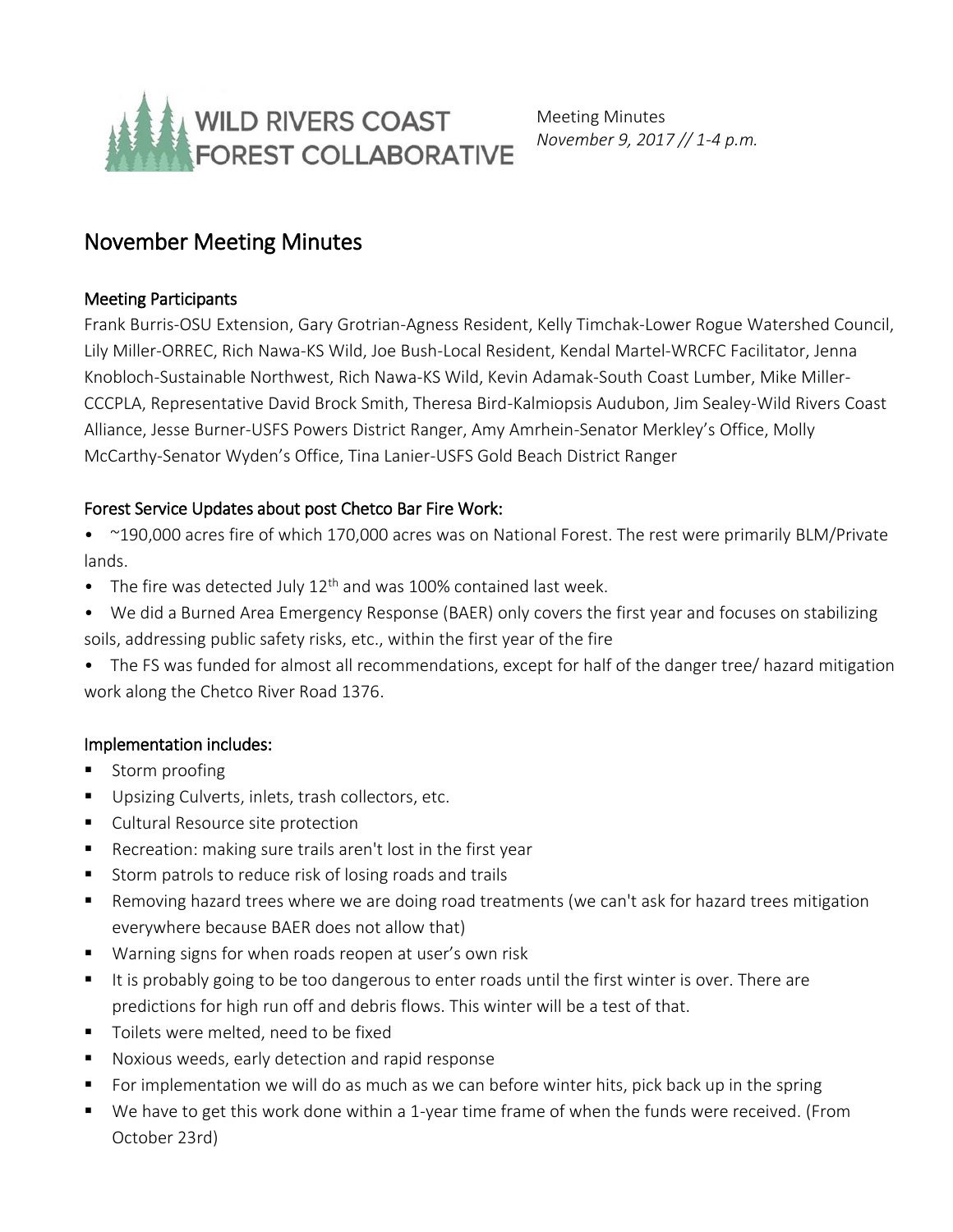WILD RIVERS COAST FOREST COLLABORATIVE

Meeting Minutes
*November 9, 2017 // 1-4 p.m.*

# November Meeting Minutes

## Meeting Participants

Frank Burris-OSU Extension, Gary Grotrian-Agness Resident, Kelly Timchak-Lower Rogue Watershed Council, Lily Miller-ORREC, Rich Nawa-KS Wild, Joe Bush-Local Resident, Kendal Martel-WRCFC Facilitator, Jenna Knobloch-Sustainable Northwest, Rich Nawa-KS Wild, Kevin Adamak-South Coast Lumber, Mike Miller-CCCPLA, Representative David Brock Smith, Theresa Bird-Kalmiopsis Audubon, Jim Sealey-Wild Rivers Coast Alliance, Jesse Burner-USFS Powers District Ranger, Amy Amrhein-Senator Merkley's Office, Molly McCarthy-Senator Wyden's Office, Tina Lanier-USFS Gold Beach District Ranger

## Forest Service Updates about post Chetco Bar Fire Work:

- ~190,000 acres fire of which 170,000 acres was on National Forest. The rest were primarily BLM/Private lands.
- The fire was detected July 12th and was 100% contained last week.
- We did a Burned Area Emergency Response (BAER) only covers the first year and focuses on stabilizing soils, addressing public safety risks, etc., within the first year of the fire
- The FS was funded for almost all recommendations, except for half of the danger tree/ hazard mitigation work along the Chetco River Road 1376.

## Implementation includes:

- Storm proofing
- Upsizing Culverts, inlets, trash collectors, etc.
- Cultural Resource site protection
- Recreation: making sure trails aren't lost in the first year
- Storm patrols to reduce risk of losing roads and trails
- Removing hazard trees where we are doing road treatments (we can't ask for hazard trees mitigation everywhere because BAER does not allow that)
- Warning signs for when roads reopen at user's own risk
- It is probably going to be too dangerous to enter roads until the first winter is over. There are predictions for high run off and debris flows. This winter will be a test of that.
- Toilets were melted, need to be fixed
- Noxious weeds, early detection and rapid response
- For implementation we will do as much as we can before winter hits, pick back up in the spring
- We have to get this work done within a 1-year time frame of when the funds were received. (From October 23rd)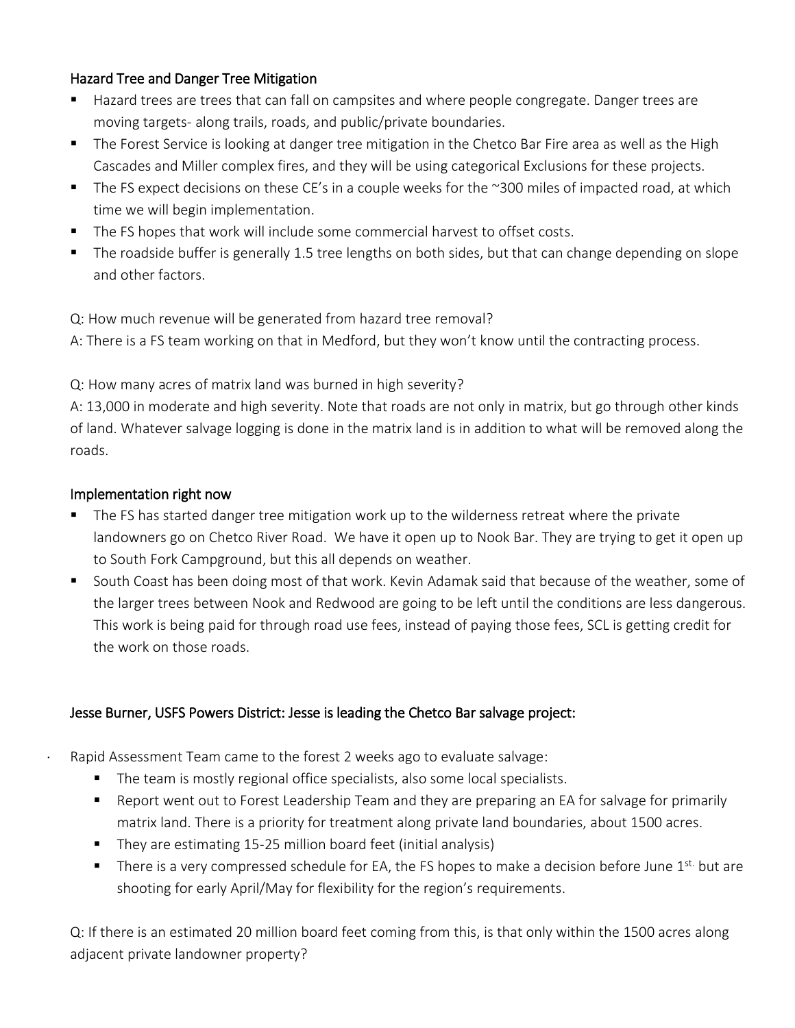### Hazard Tree and Danger Tree Mitigation

- Hazard trees are trees that can fall on campsites and where people congregate. Danger trees are moving targets- along trails, roads, and public/private boundaries.
- The Forest Service is looking at danger tree mitigation in the Chetco Bar Fire area as well as the High Cascades and Miller complex fires, and they will be using categorical Exclusions for these projects.
- The FS expect decisions on these CE's in a couple weeks for the ~300 miles of impacted road, at which time we will begin implementation.
- The FS hopes that work will include some commercial harvest to offset costs.
- The roadside buffer is generally 1.5 tree lengths on both sides, but that can change depending on slope and other factors.

Q: How much revenue will be generated from hazard tree removal?
A: There is a FS team working on that in Medford, but they won't know until the contracting process.

Q: How many acres of matrix land was burned in high severity?
A: 13,000 in moderate and high severity. Note that roads are not only in matrix, but go through other kinds of land. Whatever salvage logging is done in the matrix land is in addition to what will be removed along the roads.

### Implementation right now

- The FS has started danger tree mitigation work up to the wilderness retreat where the private landowners go on Chetco River Road. We have it open up to Nook Bar. They are trying to get it open up to South Fork Campground, but this all depends on weather.
- South Coast has been doing most of that work. Kevin Adamak said that because of the weather, some of the larger trees between Nook and Redwood are going to be left until the conditions are less dangerous. This work is being paid for through road use fees, instead of paying those fees, SCL is getting credit for the work on those roads.

### Jesse Burner, USFS Powers District: Jesse is leading the Chetco Bar salvage project:

- Rapid Assessment Team came to the forest 2 weeks ago to evaluate salvage:
  - The team is mostly regional office specialists, also some local specialists.
  - Report went out to Forest Leadership Team and they are preparing an EA for salvage for primarily matrix land. There is a priority for treatment along private land boundaries, about 1500 acres.
  - They are estimating 15-25 million board feet (initial analysis)
  - There is a very compressed schedule for EA, the FS hopes to make a decision before June 1st. but are shooting for early April/May for flexibility for the region's requirements.

Q: If there is an estimated 20 million board feet coming from this, is that only within the 1500 acres along adjacent private landowner property?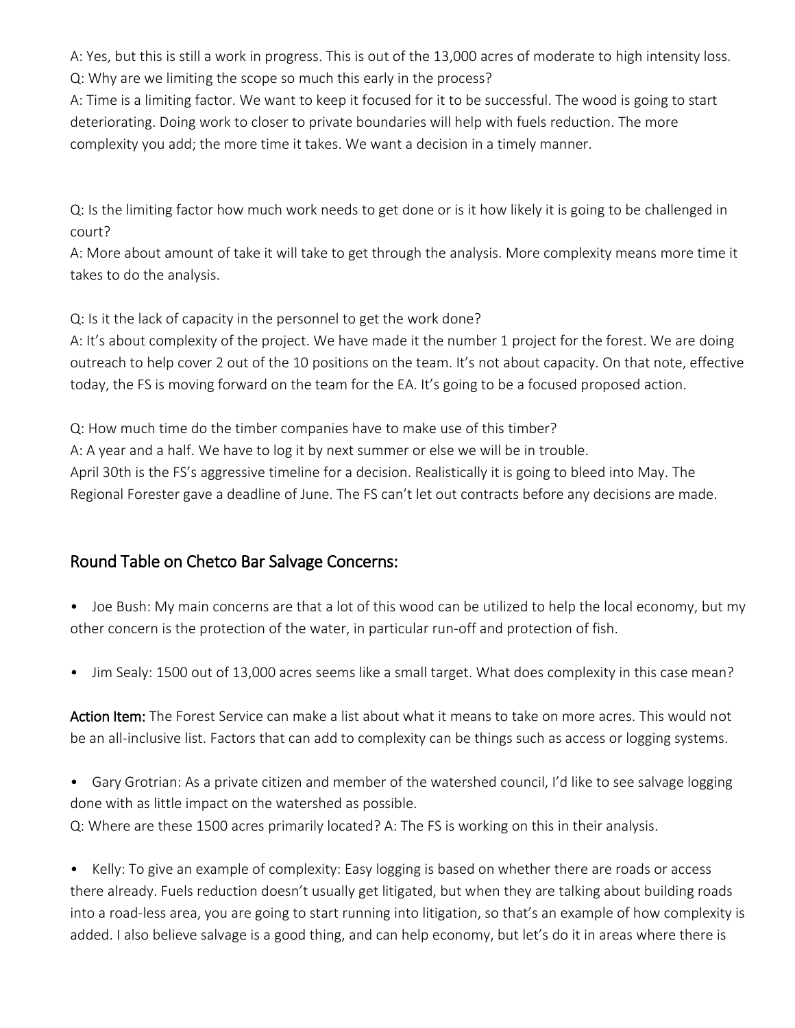A: Yes, but this is still a work in progress. This is out of the 13,000 acres of moderate to high intensity loss.

Q: Why are we limiting the scope so much this early in the process?

A: Time is a limiting factor. We want to keep it focused for it to be successful. The wood is going to start deteriorating. Doing work to closer to private boundaries will help with fuels reduction. The more complexity you add; the more time it takes. We want a decision in a timely manner.

Q: Is the limiting factor how much work needs to get done or is it how likely it is going to be challenged in court?

A: More about amount of take it will take to get through the analysis. More complexity means more time it takes to do the analysis.

Q: Is it the lack of capacity in the personnel to get the work done?

A: It's about complexity of the project. We have made it the number 1 project for the forest. We are doing outreach to help cover 2 out of the 10 positions on the team. It's not about capacity. On that note, effective today, the FS is moving forward on the team for the EA. It's going to be a focused proposed action.

Q: How much time do the timber companies have to make use of this timber?

A: A year and a half. We have to log it by next summer or else we will be in trouble.
April 30th is the FS's aggressive timeline for a decision. Realistically it is going to bleed into May. The Regional Forester gave a deadline of June. The FS can't let out contracts before any decisions are made.

## Round Table on Chetco Bar Salvage Concerns:

- Joe Bush: My main concerns are that a lot of this wood can be utilized to help the local economy, but my other concern is the protection of the water, in particular run-off and protection of fish.

- Jim Sealy: 1500 out of 13,000 acres seems like a small target. What does complexity in this case mean?

**Action Item:** The Forest Service can make a list about what it means to take on more acres. This would not be an all-inclusive list. Factors that can add to complexity can be things such as access or logging systems.

- Gary Grotrian: As a private citizen and member of the watershed council, I'd like to see salvage logging done with as little impact on the watershed as possible.

Q: Where are these 1500 acres primarily located? A: The FS is working on this in their analysis.

- Kelly: To give an example of complexity: Easy logging is based on whether there are roads or access there already. Fuels reduction doesn't usually get litigated, but when they are talking about building roads into a road-less area, you are going to start running into litigation, so that's an example of how complexity is added. I also believe salvage is a good thing, and can help economy, but let's do it in areas where there is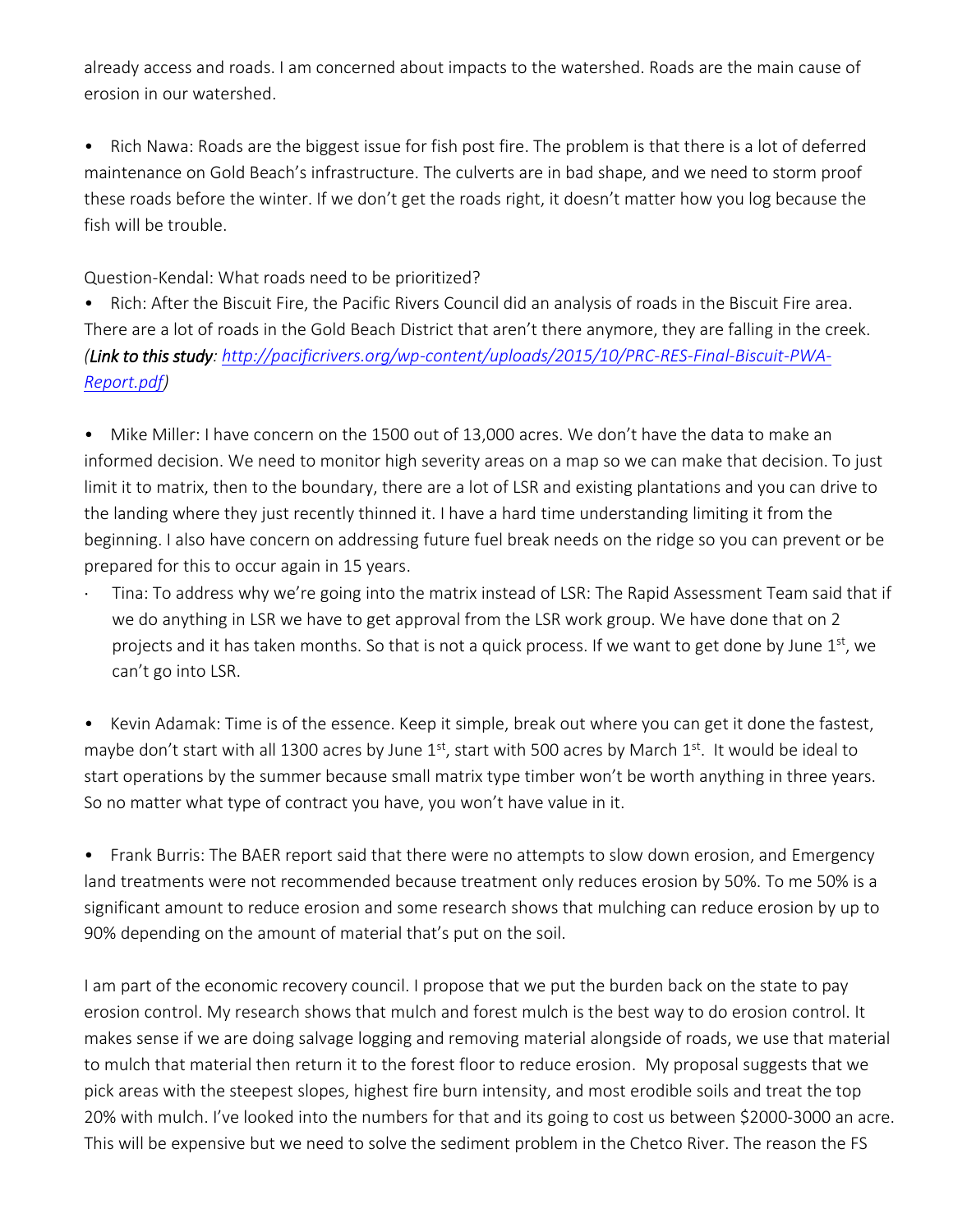already access and roads. I am concerned about impacts to the watershed. Roads are the main cause of erosion in our watershed.

- Rich Nawa: Roads are the biggest issue for fish post fire. The problem is that there is a lot of deferred maintenance on Gold Beach's infrastructure. The culverts are in bad shape, and we need to storm proof these roads before the winter. If we don't get the roads right, it doesn't matter how you log because the fish will be trouble.

Question-Kendal: What roads need to be prioritized?

- Rich: After the Biscuit Fire, the Pacific Rivers Council did an analysis of roads in the Biscuit Fire area. There are a lot of roads in the Gold Beach District that aren't there anymore, they are falling in the creek. *(**Link to this study**: [http://pacificrivers.org/wp-content/uploads/2015/10/PRC-RES-Final-Biscuit-PWA-Report.pdf](http://pacificrivers.org/wp-content/uploads/2015/10/PRC-RES-Final-Biscuit-PWA-Report.pdf))*

- Mike Miller: I have concern on the 1500 out of 13,000 acres. We don't have the data to make an informed decision. We need to monitor high severity areas on a map so we can make that decision. To just limit it to matrix, then to the boundary, there are a lot of LSR and existing plantations and you can drive to the landing where they just recently thinned it. I have a hard time understanding limiting it from the beginning. I also have concern on addressing future fuel break needs on the ridge so you can prevent or be prepared for this to occur again in 15 years.
  - Tina: To address why we're going into the matrix instead of LSR: The Rapid Assessment Team said that if we do anything in LSR we have to get approval from the LSR work group. We have done that on 2 projects and it has taken months. So that is not a quick process. If we want to get done by June 1st, we can't go into LSR.

- Kevin Adamak: Time is of the essence. Keep it simple, break out where you can get it done the fastest, maybe don't start with all 1300 acres by June 1st, start with 500 acres by March 1st. It would be ideal to start operations by the summer because small matrix type timber won't be worth anything in three years. So no matter what type of contract you have, you won't have value in it.

- Frank Burris: The BAER report said that there were no attempts to slow down erosion, and Emergency land treatments were not recommended because treatment only reduces erosion by 50%. To me 50% is a significant amount to reduce erosion and some research shows that mulching can reduce erosion by up to 90% depending on the amount of material that's put on the soil.

I am part of the economic recovery council. I propose that we put the burden back on the state to pay erosion control. My research shows that mulch and forest mulch is the best way to do erosion control. It makes sense if we are doing salvage logging and removing material alongside of roads, we use that material to mulch that material then return it to the forest floor to reduce erosion. My proposal suggests that we pick areas with the steepest slopes, highest fire burn intensity, and most erodible soils and treat the top 20% with mulch. I've looked into the numbers for that and its going to cost us between $2000-3000 an acre. This will be expensive but we need to solve the sediment problem in the Chetco River. The reason the FS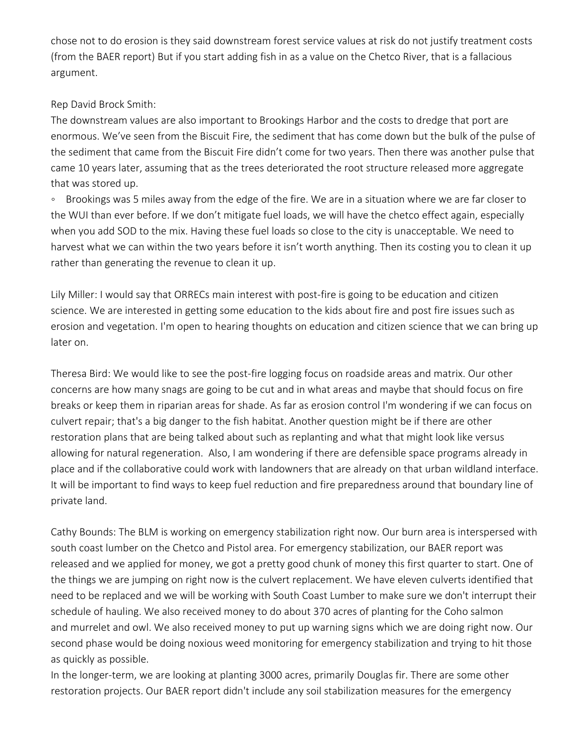chose not to do erosion is they said downstream forest service values at risk do not justify treatment costs (from the BAER report) But if you start adding fish in as a value on the Chetco River, that is a fallacious argument.

Rep David Brock Smith:
The downstream values are also important to Brookings Harbor and the costs to dredge that port are enormous. We've seen from the Biscuit Fire, the sediment that has come down but the bulk of the pulse of the sediment that came from the Biscuit Fire didn't come for two years. Then there was another pulse that came 10 years later, assuming that as the trees deteriorated the root structure released more aggregate that was stored up.

◦ Brookings was 5 miles away from the edge of the fire. We are in a situation where we are far closer to the WUI than ever before. If we don't mitigate fuel loads, we will have the chetco effect again, especially when you add SOD to the mix. Having these fuel loads so close to the city is unacceptable. We need to harvest what we can within the two years before it isn't worth anything. Then its costing you to clean it up rather than generating the revenue to clean it up.

Lily Miller: I would say that ORRECs main interest with post-fire is going to be education and citizen science. We are interested in getting some education to the kids about fire and post fire issues such as erosion and vegetation. I'm open to hearing thoughts on education and citizen science that we can bring up later on.

Theresa Bird: We would like to see the post-fire logging focus on roadside areas and matrix. Our other concerns are how many snags are going to be cut and in what areas and maybe that should focus on fire breaks or keep them in riparian areas for shade. As far as erosion control I'm wondering if we can focus on culvert repair; that's a big danger to the fish habitat. Another question might be if there are other restoration plans that are being talked about such as replanting and what that might look like versus allowing for natural regeneration. Also, I am wondering if there are defensible space programs already in place and if the collaborative could work with landowners that are already on that urban wildland interface. It will be important to find ways to keep fuel reduction and fire preparedness around that boundary line of private land.

Cathy Bounds: The BLM is working on emergency stabilization right now. Our burn area is interspersed with south coast lumber on the Chetco and Pistol area. For emergency stabilization, our BAER report was released and we applied for money, we got a pretty good chunk of money this first quarter to start. One of the things we are jumping on right now is the culvert replacement. We have eleven culverts identified that need to be replaced and we will be working with South Coast Lumber to make sure we don't interrupt their schedule of hauling. We also received money to do about 370 acres of planting for the Coho salmon and murrelet and owl. We also received money to put up warning signs which we are doing right now. Our second phase would be doing noxious weed monitoring for emergency stabilization and trying to hit those as quickly as possible.
In the longer-term, we are looking at planting 3000 acres, primarily Douglas fir. There are some other restoration projects. Our BAER report didn't include any soil stabilization measures for the emergency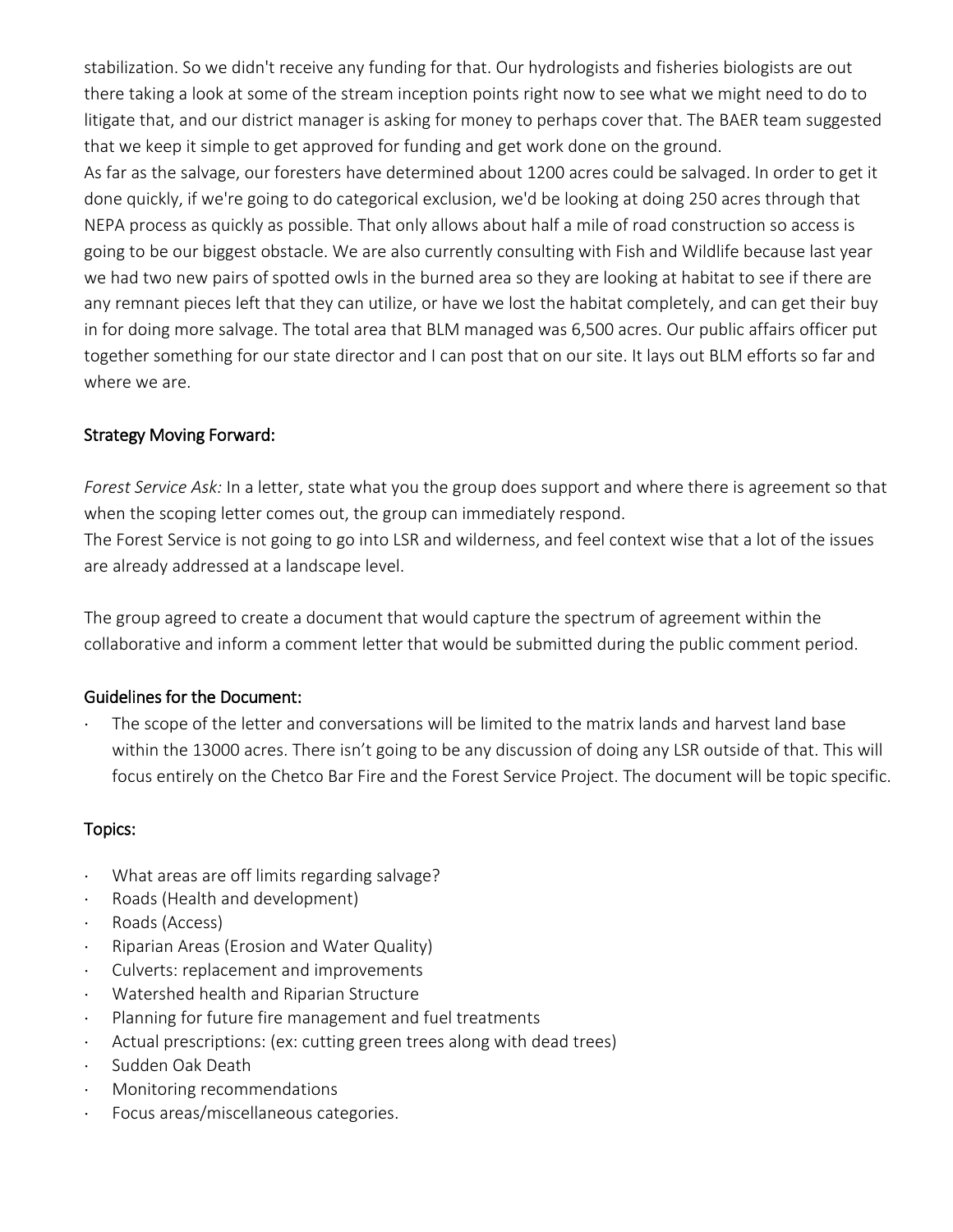stabilization. So we didn't receive any funding for that. Our hydrologists and fisheries biologists are out there taking a look at some of the stream inception points right now to see what we might need to do to litigate that, and our district manager is asking for money to perhaps cover that. The BAER team suggested that we keep it simple to get approved for funding and get work done on the ground.

As far as the salvage, our foresters have determined about 1200 acres could be salvaged. In order to get it done quickly, if we're going to do categorical exclusion, we'd be looking at doing 250 acres through that NEPA process as quickly as possible. That only allows about half a mile of road construction so access is going to be our biggest obstacle. We are also currently consulting with Fish and Wildlife because last year we had two new pairs of spotted owls in the burned area so they are looking at habitat to see if there are any remnant pieces left that they can utilize, or have we lost the habitat completely, and can get their buy in for doing more salvage. The total area that BLM managed was 6,500 acres. Our public affairs officer put together something for our state director and I can post that on our site. It lays out BLM efforts so far and where we are.

## Strategy Moving Forward:

*Forest Service Ask:* In a letter, state what you the group does support and where there is agreement so that when the scoping letter comes out, the group can immediately respond.

The Forest Service is not going to go into LSR and wilderness, and feel context wise that a lot of the issues are already addressed at a landscape level.

The group agreed to create a document that would capture the spectrum of agreement within the collaborative and inform a comment letter that would be submitted during the public comment period.

## Guidelines for the Document:

- The scope of the letter and conversations will be limited to the matrix lands and harvest land base within the 13000 acres. There isn't going to be any discussion of doing any LSR outside of that. This will focus entirely on the Chetco Bar Fire and the Forest Service Project. The document will be topic specific.

## Topics:

- What areas are off limits regarding salvage?
- Roads (Health and development)
- Roads (Access)
- Riparian Areas (Erosion and Water Quality)
- Culverts: replacement and improvements
- Watershed health and Riparian Structure
- Planning for future fire management and fuel treatments
- Actual prescriptions: (ex: cutting green trees along with dead trees)
- Sudden Oak Death
- Monitoring recommendations
- Focus areas/miscellaneous categories.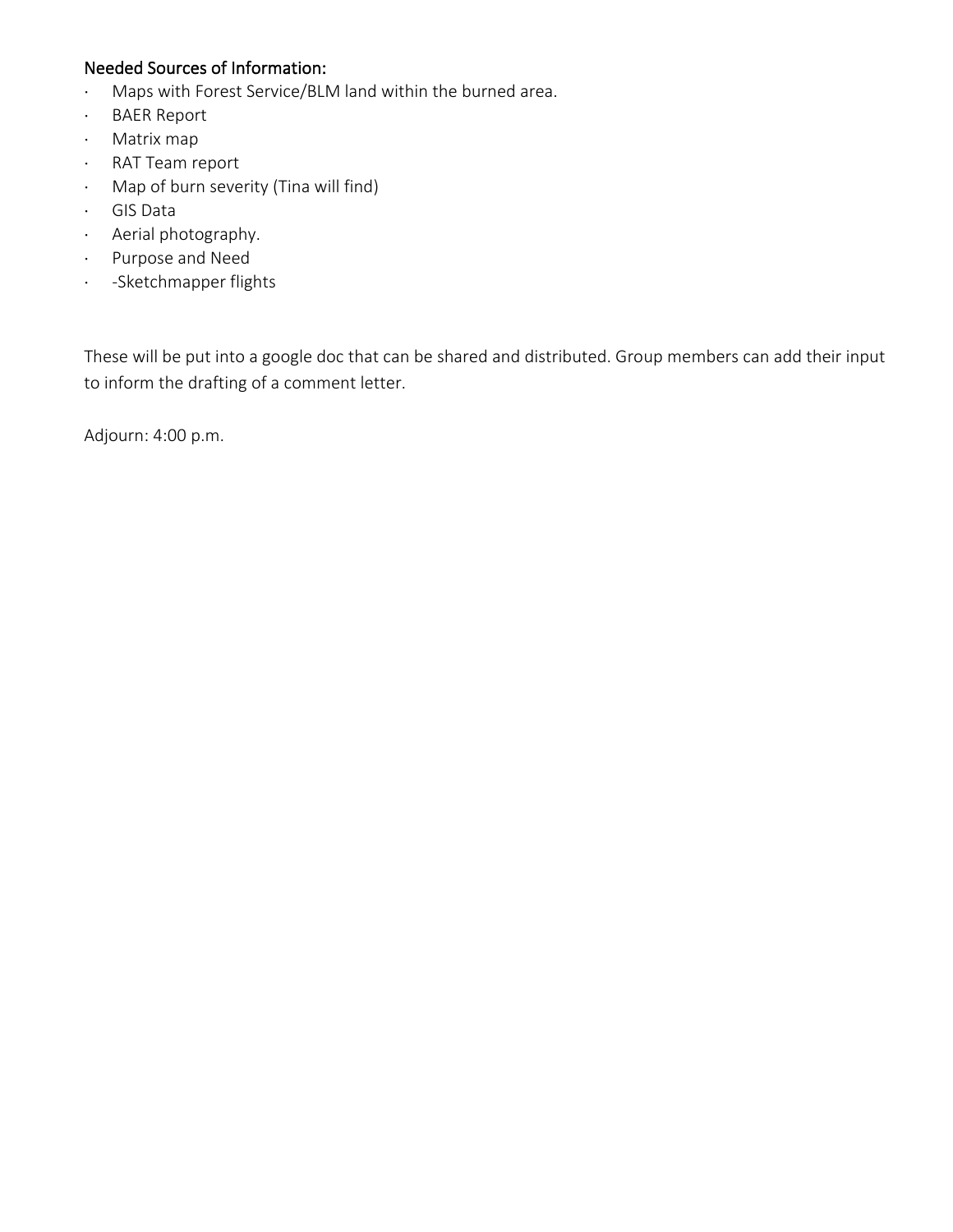Needed Sources of Information:

- Maps with Forest Service/BLM land within the burned area.
- BAER Report
- Matrix map
- RAT Team report
- Map of burn severity (Tina will find)
- GIS Data
- Aerial photography.
- Purpose and Need
- -Sketchmapper flights

These will be put into a google doc that can be shared and distributed. Group members can add their input to inform the drafting of a comment letter.

Adjourn: 4:00 p.m.